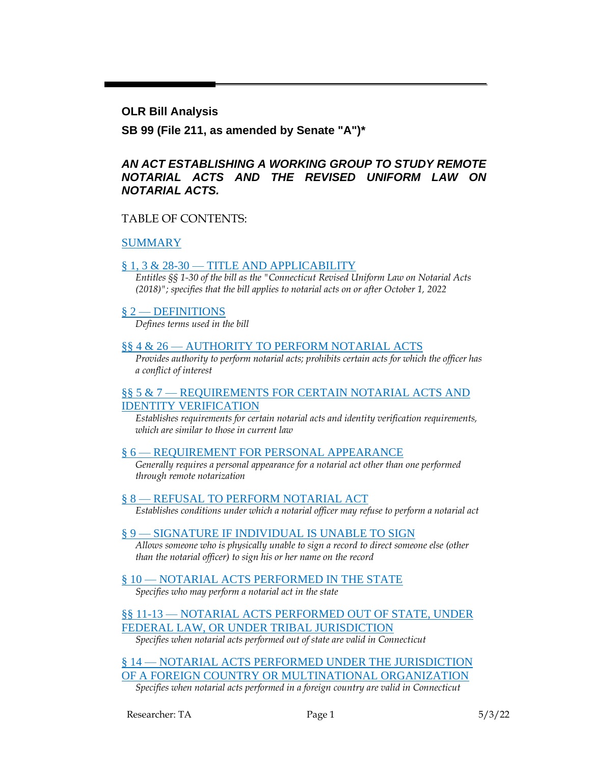**OLR Bill Analysis**

**SB 99 (File 211, as amended by Senate "A")***

***AN ACT ESTABLISHING A WORKING GROUP TO STUDY REMOTE NOTARIAL ACTS AND THE REVISED UNIFORM LAW ON NOTARIAL ACTS.***

TABLE OF CONTENTS:

SUMMARY

§ 1, 3 & 28-30 — TITLE AND APPLICABILITY
*Entitles §§ 1-30 of the bill as the "Connecticut Revised Uniform Law on Notarial Acts (2018)"; specifies that the bill applies to notarial acts on or after October 1, 2022*

§ 2 — DEFINITIONS
*Defines terms used in the bill*

§§ 4 & 26 — AUTHORITY TO PERFORM NOTARIAL ACTS
*Provides authority to perform notarial acts; prohibits certain acts for which the officer has a conflict of interest*

§§ 5 & 7 — REQUIREMENTS FOR CERTAIN NOTARIAL ACTS AND IDENTITY VERIFICATION
*Establishes requirements for certain notarial acts and identity verification requirements, which are similar to those in current law*

§ 6 — REQUIREMENT FOR PERSONAL APPEARANCE
*Generally requires a personal appearance for a notarial act other than one performed through remote notarization*

§ 8 — REFUSAL TO PERFORM NOTARIAL ACT
*Establishes conditions under which a notarial officer may refuse to perform a notarial act*

§ 9 — SIGNATURE IF INDIVIDUAL IS UNABLE TO SIGN
*Allows someone who is physically unable to sign a record to direct someone else (other than the notarial officer) to sign his or her name on the record*

§ 10 — NOTARIAL ACTS PERFORMED IN THE STATE
*Specifies who may perform a notarial act in the state*

§§ 11-13 — NOTARIAL ACTS PERFORMED OUT OF STATE, UNDER FEDERAL LAW, OR UNDER TRIBAL JURISDICTION
*Specifies when notarial acts performed out of state are valid in Connecticut*

§ 14 — NOTARIAL ACTS PERFORMED UNDER THE JURISDICTION OF A FOREIGN COUNTRY OR MULTINATIONAL ORGANIZATION
*Specifies when notarial acts performed in a foreign country are valid in Connecticut*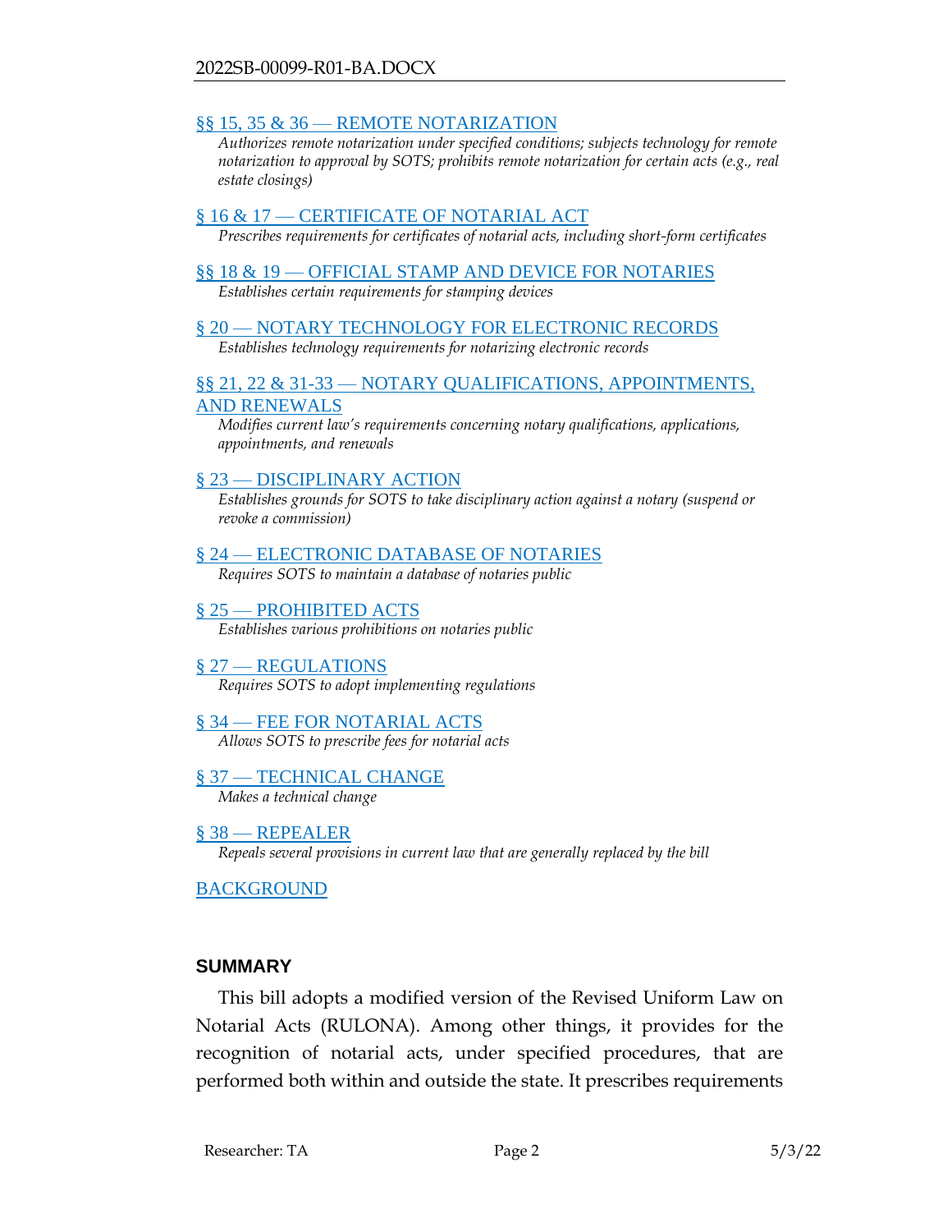[§§ 15, 35 & 36 — REMOTE NOTARIZATION](#)

*Authorizes remote notarization under specified conditions; subjects technology for remote notarization to approval by SOTS; prohibits remote notarization for certain acts (e.g., real estate closings)*

[§ 16 & 17 — CERTIFICATE OF NOTARIAL ACT](#)

*Prescribes requirements for certificates of notarial acts, including short-form certificates*

[§§ 18 & 19 — OFFICIAL STAMP AND DEVICE FOR NOTARIES](#)

*Establishes certain requirements for stamping devices*

[§ 20 — NOTARY TECHNOLOGY FOR ELECTRONIC RECORDS](#)

*Establishes technology requirements for notarizing electronic records*

[§§ 21, 22 & 31-33 — NOTARY QUALIFICATIONS, APPOINTMENTS, AND RENEWALS](#)

*Modifies current law's requirements concerning notary qualifications, applications, appointments, and renewals*

[§ 23 — DISCIPLINARY ACTION](#)

*Establishes grounds for SOTS to take disciplinary action against a notary (suspend or revoke a commission)*

[§ 24 — ELECTRONIC DATABASE OF NOTARIES](#)

*Requires SOTS to maintain a database of notaries public*

[§ 25 — PROHIBITED ACTS](#)

*Establishes various prohibitions on notaries public*

[§ 27 — REGULATIONS](#)

*Requires SOTS to adopt implementing regulations*

[§ 34 — FEE FOR NOTARIAL ACTS](#)

*Allows SOTS to prescribe fees for notarial acts*

[§ 37 — TECHNICAL CHANGE](#)

*Makes a technical change*

[§ 38 — REPEALER](#)

*Repeals several provisions in current law that are generally replaced by the bill*

[BACKGROUND](#)

## SUMMARY

This bill adopts a modified version of the Revised Uniform Law on Notarial Acts (RULONA). Among other things, it provides for the recognition of notarial acts, under specified procedures, that are performed both within and outside the state. It prescribes requirements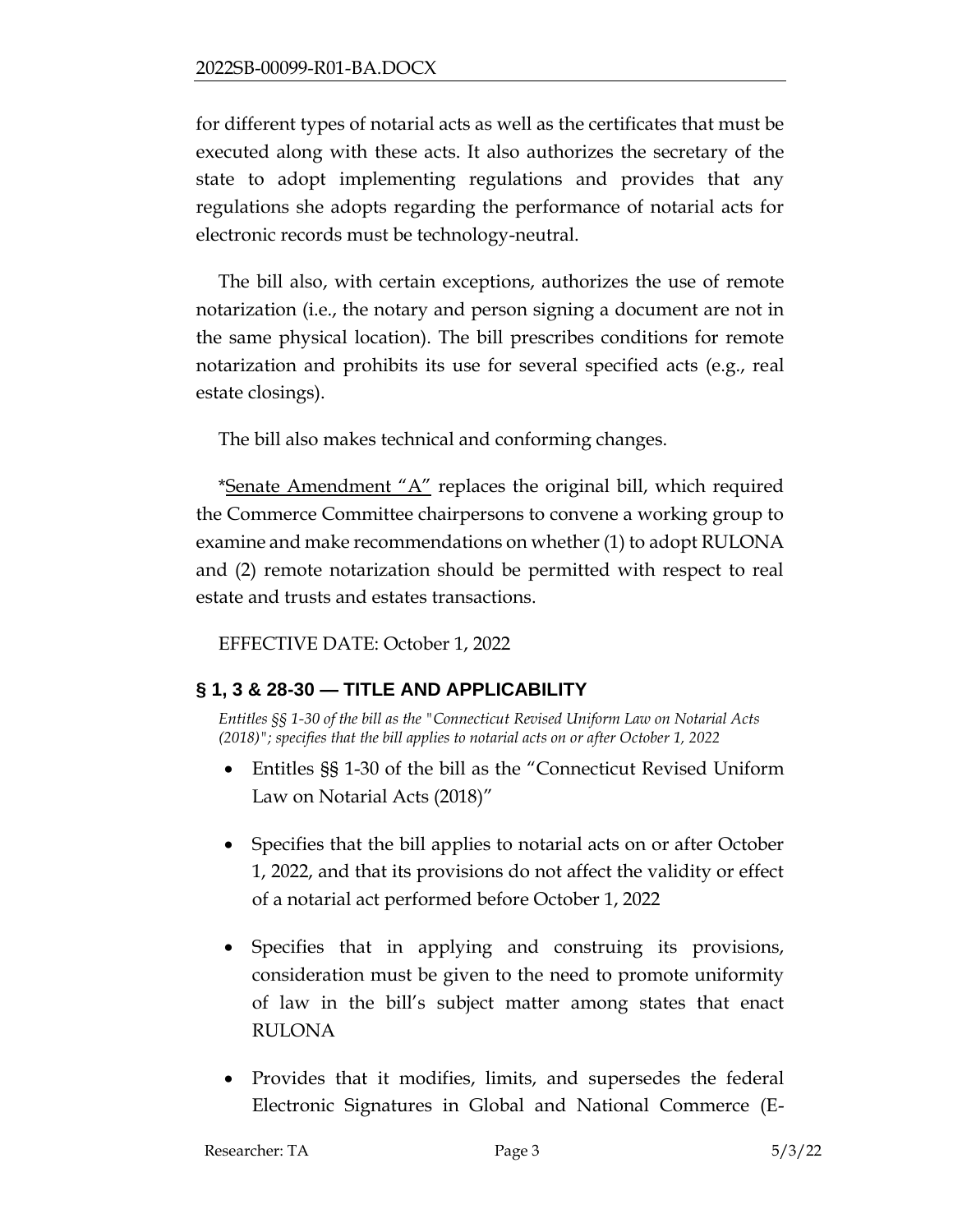for different types of notarial acts as well as the certificates that must be executed along with these acts. It also authorizes the secretary of the state to adopt implementing regulations and provides that any regulations she adopts regarding the performance of notarial acts for electronic records must be technology-neutral.

The bill also, with certain exceptions, authorizes the use of remote notarization (i.e., the notary and person signing a document are not in the same physical location). The bill prescribes conditions for remote notarization and prohibits its use for several specified acts (e.g., real estate closings).

The bill also makes technical and conforming changes.

*Senate Amendment "A" replaces the original bill, which required the Commerce Committee chairpersons to convene a working group to examine and make recommendations on whether (1) to adopt RULONA and (2) remote notarization should be permitted with respect to real estate and trusts and estates transactions.

EFFECTIVE DATE: October 1, 2022

## § 1, 3 & 28-30 — TITLE AND APPLICABILITY

*Entitles §§ 1-30 of the bill as the "Connecticut Revised Uniform Law on Notarial Acts (2018)"; specifies that the bill applies to notarial acts on or after October 1, 2022*

- Entitles §§ 1-30 of the bill as the "Connecticut Revised Uniform Law on Notarial Acts (2018)"
- Specifies that the bill applies to notarial acts on or after October 1, 2022, and that its provisions do not affect the validity or effect of a notarial act performed before October 1, 2022
- Specifies that in applying and construing its provisions, consideration must be given to the need to promote uniformity of law in the bill's subject matter among states that enact RULONA
- Provides that it modifies, limits, and supersedes the federal Electronic Signatures in Global and National Commerce (E-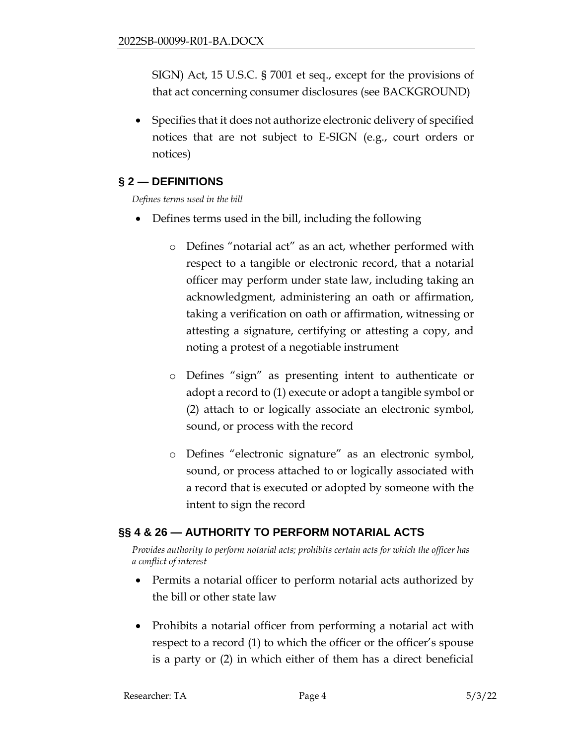SIGN) Act, 15 U.S.C. § 7001 et seq., except for the provisions of that act concerning consumer disclosures (see BACKGROUND)

- Specifies that it does not authorize electronic delivery of specified notices that are not subject to E-SIGN (e.g., court orders or notices)

## § 2 — DEFINITIONS

*Defines terms used in the bill*

- Defines terms used in the bill, including the following
  - Defines "notarial act" as an act, whether performed with respect to a tangible or electronic record, that a notarial officer may perform under state law, including taking an acknowledgment, administering an oath or affirmation, taking a verification on oath or affirmation, witnessing or attesting a signature, certifying or attesting a copy, and noting a protest of a negotiable instrument
  - Defines "sign" as presenting intent to authenticate or adopt a record to (1) execute or adopt a tangible symbol or (2) attach to or logically associate an electronic symbol, sound, or process with the record
  - Defines "electronic signature" as an electronic symbol, sound, or process attached to or logically associated with a record that is executed or adopted by someone with the intent to sign the record

## §§ 4 & 26 — AUTHORITY TO PERFORM NOTARIAL ACTS

*Provides authority to perform notarial acts; prohibits certain acts for which the officer has a conflict of interest*

- Permits a notarial officer to perform notarial acts authorized by the bill or other state law
- Prohibits a notarial officer from performing a notarial act with respect to a record (1) to which the officer or the officer's spouse is a party or (2) in which either of them has a direct beneficial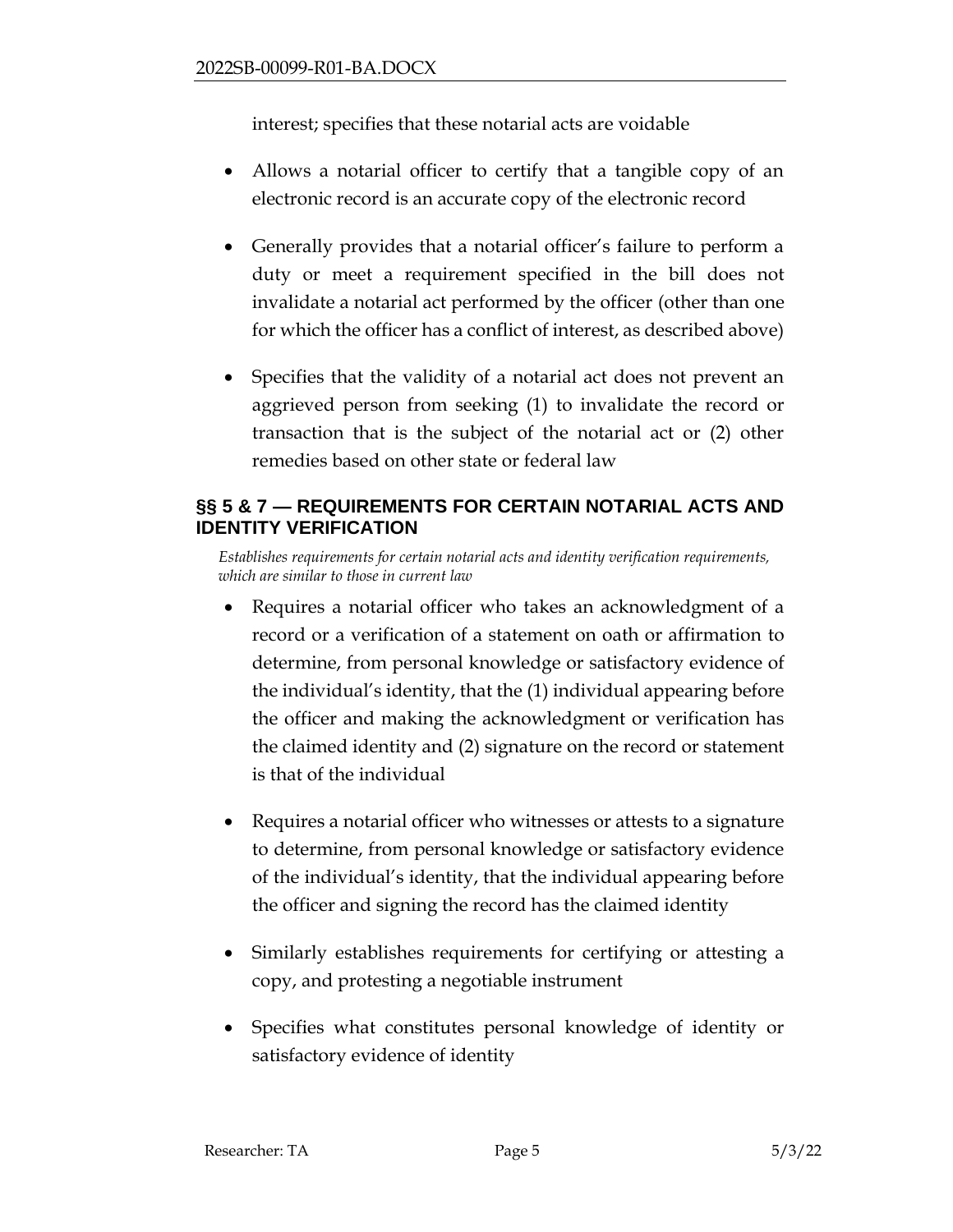interest; specifies that these notarial acts are voidable

- Allows a notarial officer to certify that a tangible copy of an electronic record is an accurate copy of the electronic record
- Generally provides that a notarial officer's failure to perform a duty or meet a requirement specified in the bill does not invalidate a notarial act performed by the officer (other than one for which the officer has a conflict of interest, as described above)
- Specifies that the validity of a notarial act does not prevent an aggrieved person from seeking (1) to invalidate the record or transaction that is the subject of the notarial act or (2) other remedies based on other state or federal law

## §§ 5 & 7 — REQUIREMENTS FOR CERTAIN NOTARIAL ACTS AND IDENTITY VERIFICATION

*Establishes requirements for certain notarial acts and identity verification requirements, which are similar to those in current law*

- Requires a notarial officer who takes an acknowledgment of a record or a verification of a statement on oath or affirmation to determine, from personal knowledge or satisfactory evidence of the individual's identity, that the (1) individual appearing before the officer and making the acknowledgment or verification has the claimed identity and (2) signature on the record or statement is that of the individual
- Requires a notarial officer who witnesses or attests to a signature to determine, from personal knowledge or satisfactory evidence of the individual's identity, that the individual appearing before the officer and signing the record has the claimed identity
- Similarly establishes requirements for certifying or attesting a copy, and protesting a negotiable instrument
- Specifies what constitutes personal knowledge of identity or satisfactory evidence of identity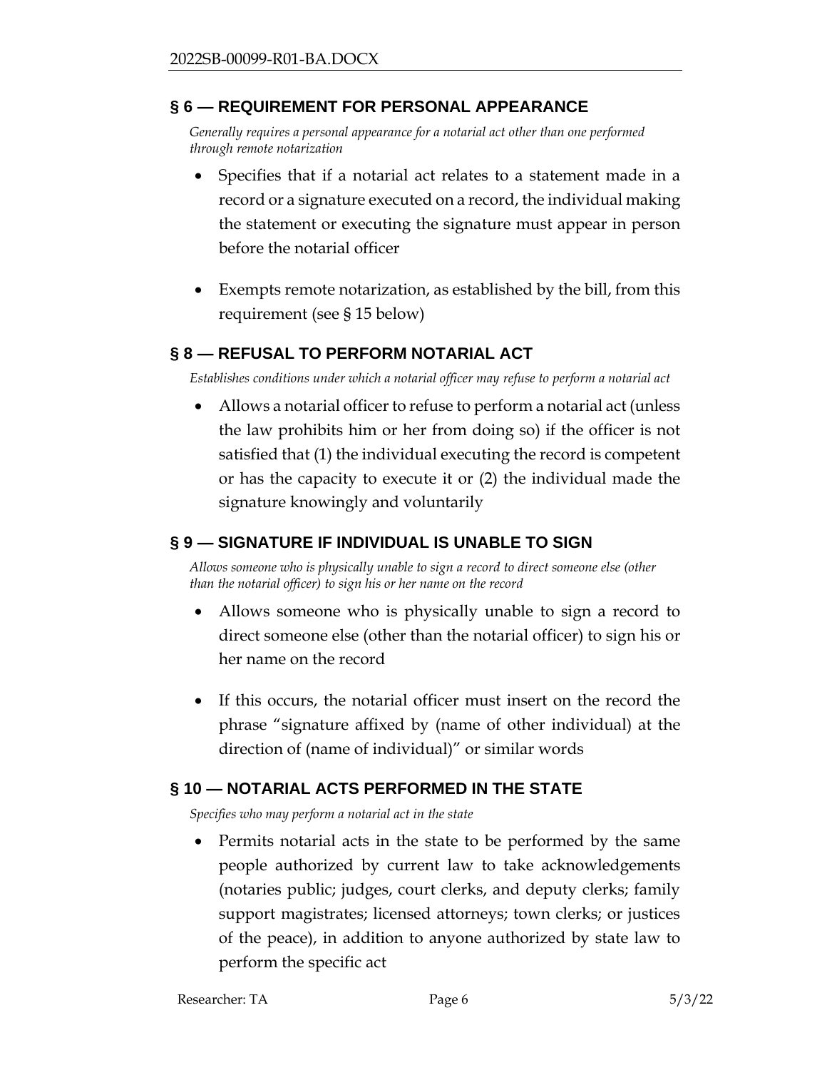## § 6 — REQUIREMENT FOR PERSONAL APPEARANCE

*Generally requires a personal appearance for a notarial act other than one performed through remote notarization*

- Specifies that if a notarial act relates to a statement made in a record or a signature executed on a record, the individual making the statement or executing the signature must appear in person before the notarial officer
- Exempts remote notarization, as established by the bill, from this requirement (see § 15 below)

## § 8 — REFUSAL TO PERFORM NOTARIAL ACT

*Establishes conditions under which a notarial officer may refuse to perform a notarial act*

- Allows a notarial officer to refuse to perform a notarial act (unless the law prohibits him or her from doing so) if the officer is not satisfied that (1) the individual executing the record is competent or has the capacity to execute it or (2) the individual made the signature knowingly and voluntarily

## § 9 — SIGNATURE IF INDIVIDUAL IS UNABLE TO SIGN

*Allows someone who is physically unable to sign a record to direct someone else (other than the notarial officer) to sign his or her name on the record*

- Allows someone who is physically unable to sign a record to direct someone else (other than the notarial officer) to sign his or her name on the record
- If this occurs, the notarial officer must insert on the record the phrase "signature affixed by (name of other individual) at the direction of (name of individual)" or similar words

## § 10 — NOTARIAL ACTS PERFORMED IN THE STATE

*Specifies who may perform a notarial act in the state*

- Permits notarial acts in the state to be performed by the same people authorized by current law to take acknowledgements (notaries public; judges, court clerks, and deputy clerks; family support magistrates; licensed attorneys; town clerks; or justices of the peace), in addition to anyone authorized by state law to perform the specific act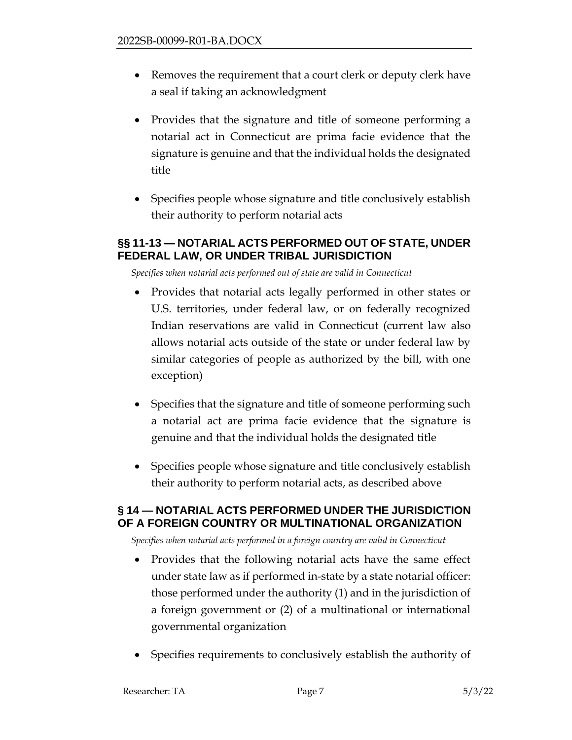- Removes the requirement that a court clerk or deputy clerk have a seal if taking an acknowledgment
- Provides that the signature and title of someone performing a notarial act in Connecticut are prima facie evidence that the signature is genuine and that the individual holds the designated title
- Specifies people whose signature and title conclusively establish their authority to perform notarial acts

## §§ 11-13 — NOTARIAL ACTS PERFORMED OUT OF STATE, UNDER FEDERAL LAW, OR UNDER TRIBAL JURISDICTION

*Specifies when notarial acts performed out of state are valid in Connecticut*

- Provides that notarial acts legally performed in other states or U.S. territories, under federal law, or on federally recognized Indian reservations are valid in Connecticut (current law also allows notarial acts outside of the state or under federal law by similar categories of people as authorized by the bill, with one exception)
- Specifies that the signature and title of someone performing such a notarial act are prima facie evidence that the signature is genuine and that the individual holds the designated title
- Specifies people whose signature and title conclusively establish their authority to perform notarial acts, as described above

## § 14 — NOTARIAL ACTS PERFORMED UNDER THE JURISDICTION OF A FOREIGN COUNTRY OR MULTINATIONAL ORGANIZATION

*Specifies when notarial acts performed in a foreign country are valid in Connecticut*

- Provides that the following notarial acts have the same effect under state law as if performed in-state by a state notarial officer: those performed under the authority (1) and in the jurisdiction of a foreign government or (2) of a multinational or international governmental organization
- Specifies requirements to conclusively establish the authority of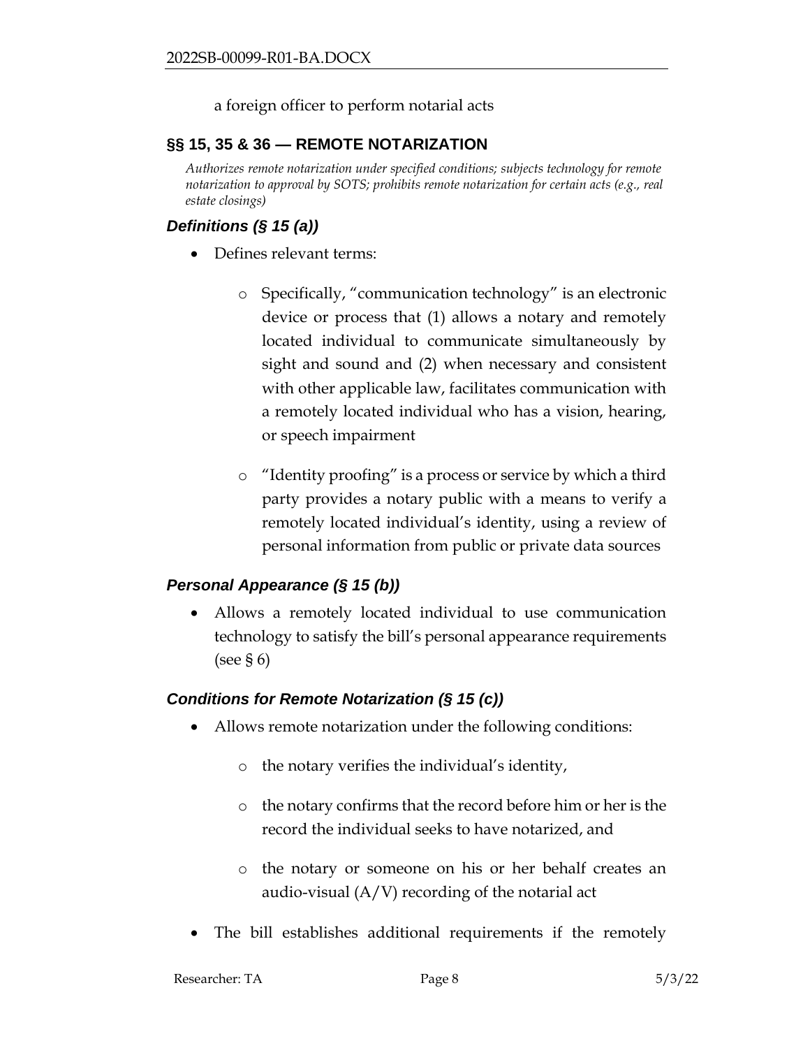a foreign officer to perform notarial acts

## §§ 15, 35 & 36 — REMOTE NOTARIZATION

*Authorizes remote notarization under specified conditions; subjects technology for remote notarization to approval by SOTS; prohibits remote notarization for certain acts (e.g., real estate closings)*

### *Definitions (§ 15 (a))*

- Defines relevant terms:
  - Specifically, "communication technology" is an electronic device or process that (1) allows a notary and remotely located individual to communicate simultaneously by sight and sound and (2) when necessary and consistent with other applicable law, facilitates communication with a remotely located individual who has a vision, hearing, or speech impairment
  - "Identity proofing" is a process or service by which a third party provides a notary public with a means to verify a remotely located individual's identity, using a review of personal information from public or private data sources

### *Personal Appearance (§ 15 (b))*

- Allows a remotely located individual to use communication technology to satisfy the bill's personal appearance requirements (see § 6)

### *Conditions for Remote Notarization (§ 15 (c))*

- Allows remote notarization under the following conditions:
  - the notary verifies the individual's identity,
  - the notary confirms that the record before him or her is the record the individual seeks to have notarized, and
  - the notary or someone on his or her behalf creates an audio-visual (A/V) recording of the notarial act
- The bill establishes additional requirements if the remotely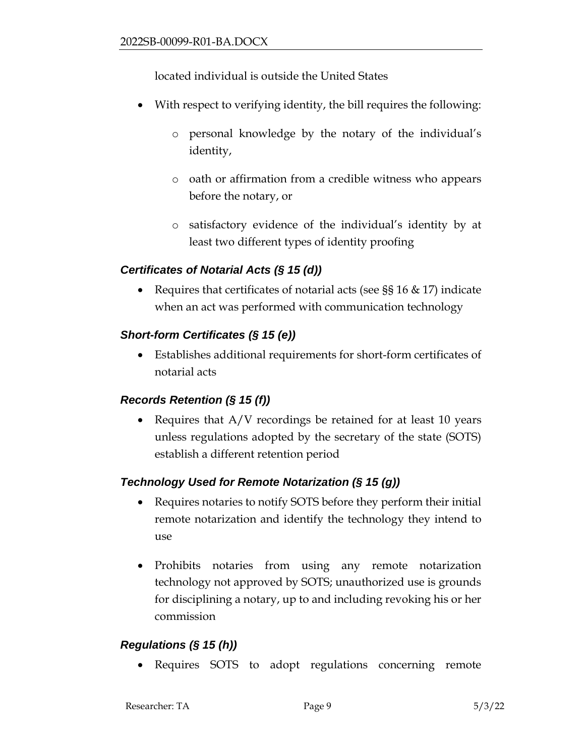located individual is outside the United States

- With respect to verifying identity, the bill requires the following:
  - personal knowledge by the notary of the individual's identity,
  - oath or affirmation from a credible witness who appears before the notary, or
  - satisfactory evidence of the individual's identity by at least two different types of identity proofing

### *Certificates of Notarial Acts (§ 15 (d))*

- Requires that certificates of notarial acts (see §§ 16 & 17) indicate when an act was performed with communication technology

### *Short-form Certificates (§ 15 (e))*

- Establishes additional requirements for short-form certificates of notarial acts

### *Records Retention (§ 15 (f))*

- Requires that A/V recordings be retained for at least 10 years unless regulations adopted by the secretary of the state (SOTS) establish a different retention period

### *Technology Used for Remote Notarization (§ 15 (g))*

- Requires notaries to notify SOTS before they perform their initial remote notarization and identify the technology they intend to use
- Prohibits notaries from using any remote notarization technology not approved by SOTS; unauthorized use is grounds for disciplining a notary, up to and including revoking his or her commission

### *Regulations (§ 15 (h))*

- Requires SOTS to adopt regulations concerning remote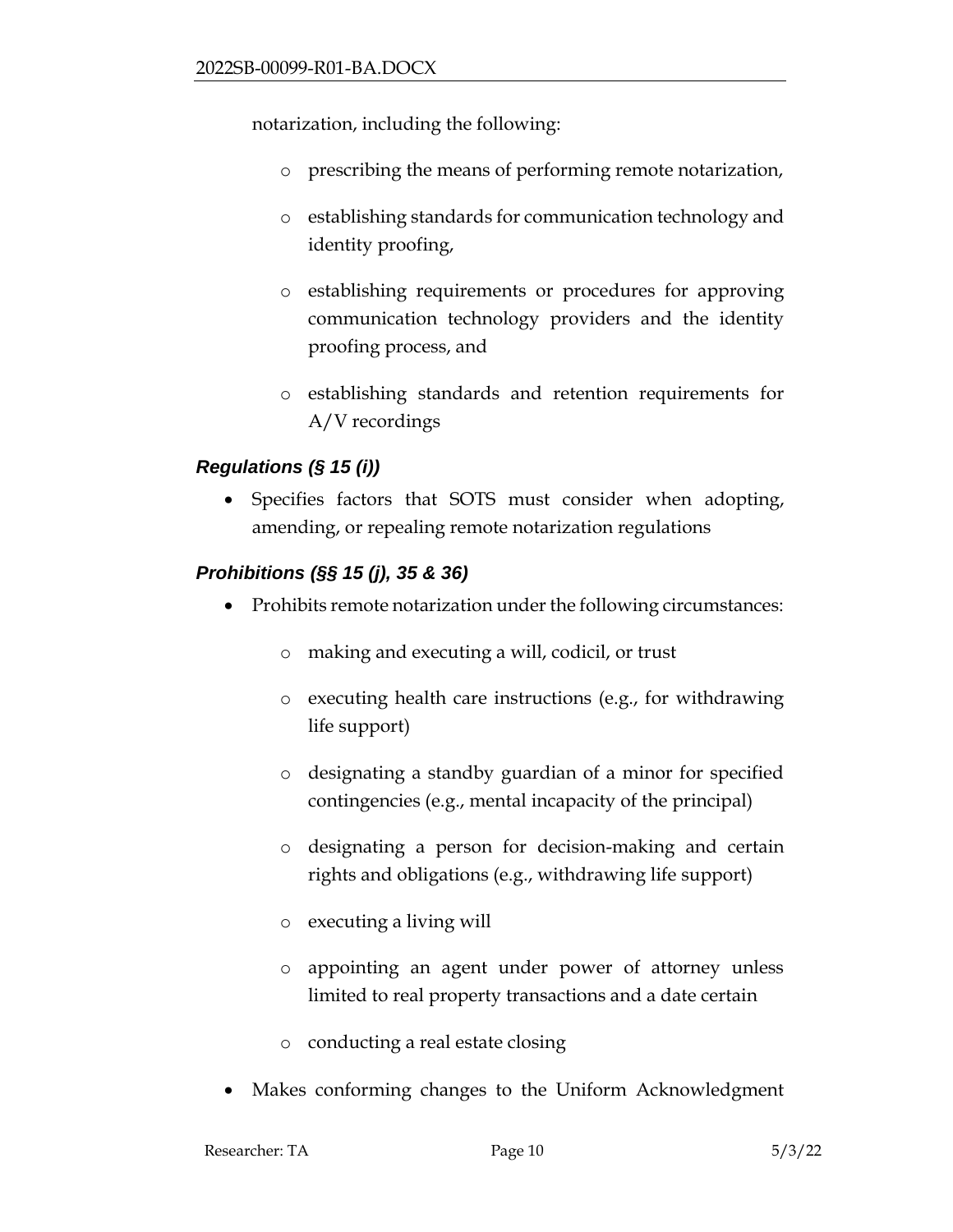notarization, including the following:

  - prescribing the means of performing remote notarization,
  - establishing standards for communication technology and identity proofing,
  - establishing requirements or procedures for approving communication technology providers and the identity proofing process, and
  - establishing standards and retention requirements for A/V recordings

### *Regulations (§ 15 (i))*

- Specifies factors that SOTS must consider when adopting, amending, or repealing remote notarization regulations

### *Prohibitions (§§ 15 (j), 35 & 36)*

- Prohibits remote notarization under the following circumstances:
  - making and executing a will, codicil, or trust
  - executing health care instructions (e.g., for withdrawing life support)
  - designating a standby guardian of a minor for specified contingencies (e.g., mental incapacity of the principal)
  - designating a person for decision-making and certain rights and obligations (e.g., withdrawing life support)
  - executing a living will
  - appointing an agent under power of attorney unless limited to real property transactions and a date certain
  - conducting a real estate closing
- Makes conforming changes to the Uniform Acknowledgment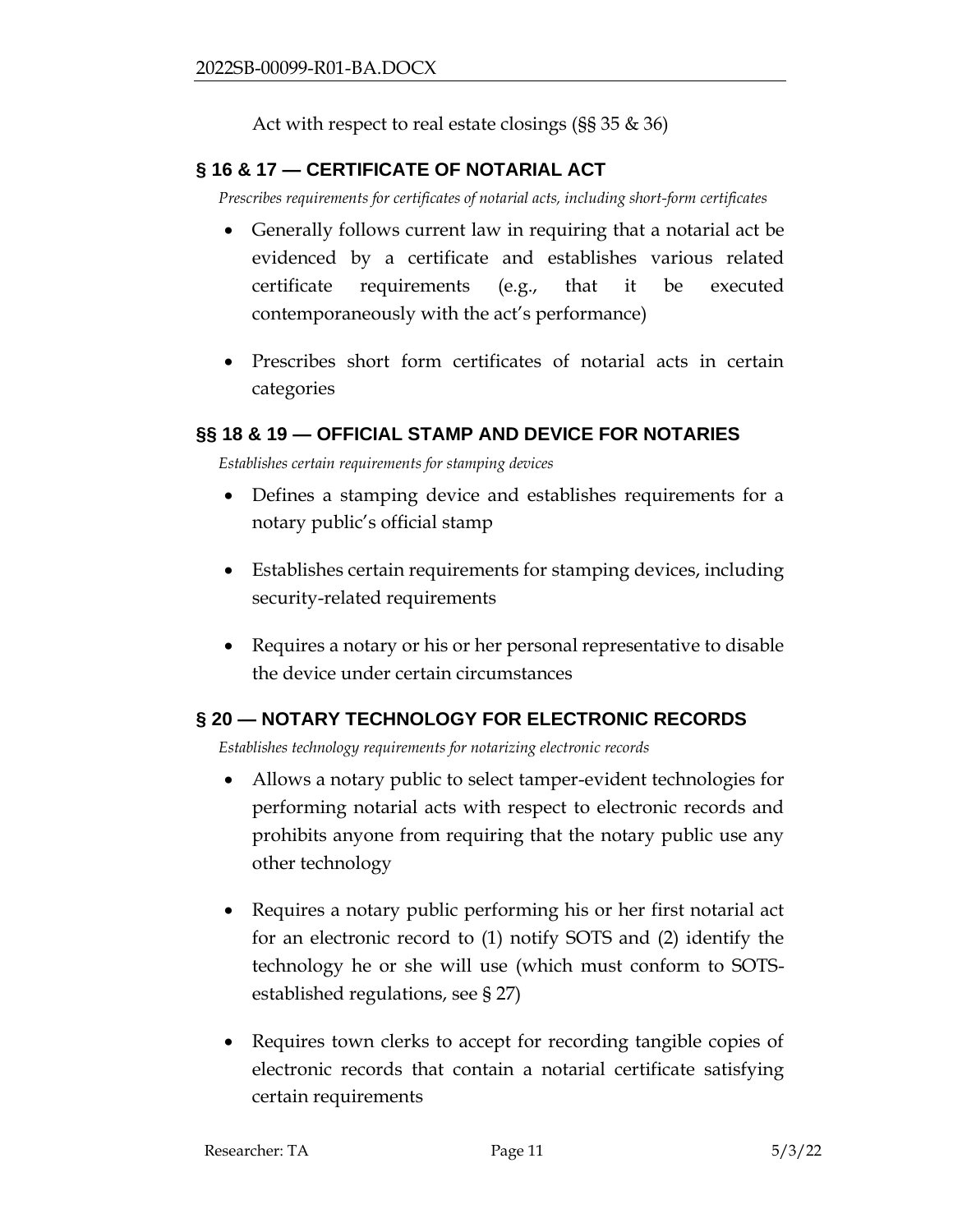Act with respect to real estate closings (§§ 35 & 36)

## § 16 & 17 — CERTIFICATE OF NOTARIAL ACT

*Prescribes requirements for certificates of notarial acts, including short-form certificates*

- Generally follows current law in requiring that a notarial act be evidenced by a certificate and establishes various related certificate requirements (e.g., that it be executed contemporaneously with the act's performance)
- Prescribes short form certificates of notarial acts in certain categories

## §§ 18 & 19 — OFFICIAL STAMP AND DEVICE FOR NOTARIES

*Establishes certain requirements for stamping devices*

- Defines a stamping device and establishes requirements for a notary public's official stamp
- Establishes certain requirements for stamping devices, including security-related requirements
- Requires a notary or his or her personal representative to disable the device under certain circumstances

## § 20 — NOTARY TECHNOLOGY FOR ELECTRONIC RECORDS

*Establishes technology requirements for notarizing electronic records*

- Allows a notary public to select tamper-evident technologies for performing notarial acts with respect to electronic records and prohibits anyone from requiring that the notary public use any other technology
- Requires a notary public performing his or her first notarial act for an electronic record to (1) notify SOTS and (2) identify the technology he or she will use (which must conform to SOTS-established regulations, see § 27)
- Requires town clerks to accept for recording tangible copies of electronic records that contain a notarial certificate satisfying certain requirements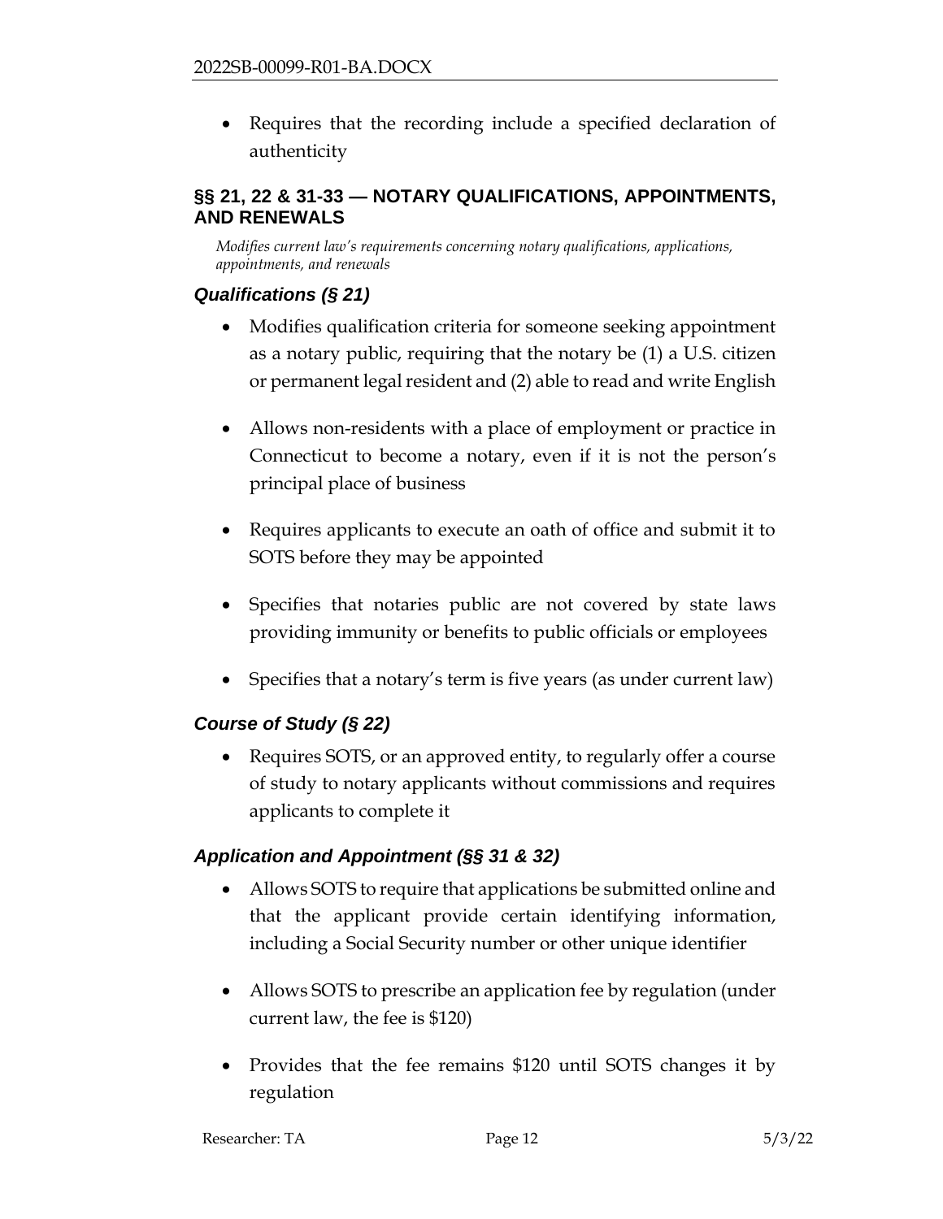- Requires that the recording include a specified declaration of authenticity

## §§ 21, 22 & 31-33 — NOTARY QUALIFICATIONS, APPOINTMENTS, AND RENEWALS

*Modifies current law's requirements concerning notary qualifications, applications, appointments, and renewals*

### *Qualifications (§ 21)*

- Modifies qualification criteria for someone seeking appointment as a notary public, requiring that the notary be (1) a U.S. citizen or permanent legal resident and (2) able to read and write English

- Allows non-residents with a place of employment or practice in Connecticut to become a notary, even if it is not the person's principal place of business

- Requires applicants to execute an oath of office and submit it to SOTS before they may be appointed

- Specifies that notaries public are not covered by state laws providing immunity or benefits to public officials or employees

- Specifies that a notary's term is five years (as under current law)

### *Course of Study (§ 22)*

- Requires SOTS, or an approved entity, to regularly offer a course of study to notary applicants without commissions and requires applicants to complete it

### *Application and Appointment (§§ 31 & 32)*

- Allows SOTS to require that applications be submitted online and that the applicant provide certain identifying information, including a Social Security number or other unique identifier

- Allows SOTS to prescribe an application fee by regulation (under current law, the fee is $120)

- Provides that the fee remains $120 until SOTS changes it by regulation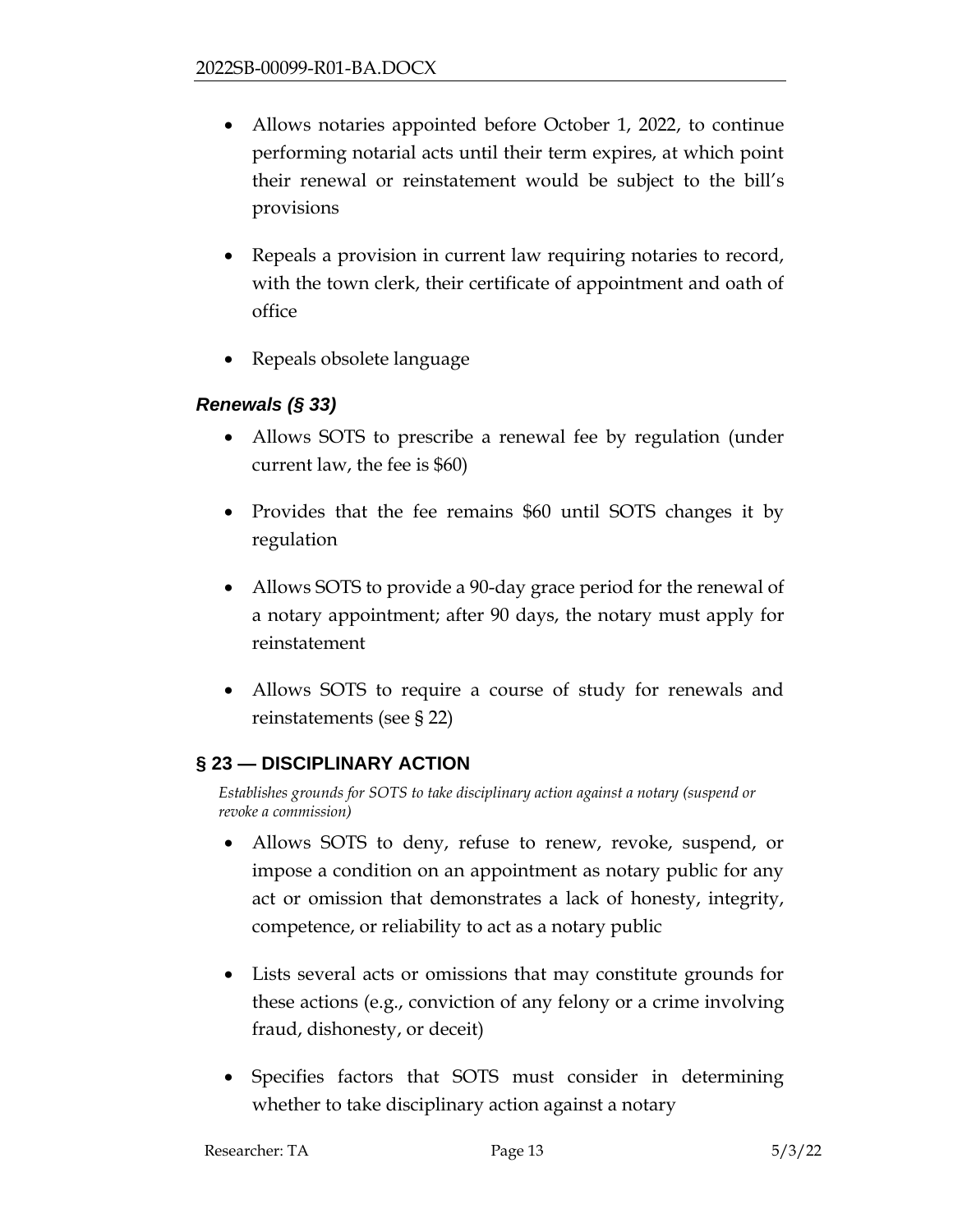- Allows notaries appointed before October 1, 2022, to continue performing notarial acts until their term expires, at which point their renewal or reinstatement would be subject to the bill's provisions

- Repeals a provision in current law requiring notaries to record, with the town clerk, their certificate of appointment and oath of office

- Repeals obsolete language

### *Renewals (§ 33)*

- Allows SOTS to prescribe a renewal fee by regulation (under current law, the fee is $60)

- Provides that the fee remains $60 until SOTS changes it by regulation

- Allows SOTS to provide a 90-day grace period for the renewal of a notary appointment; after 90 days, the notary must apply for reinstatement

- Allows SOTS to require a course of study for renewals and reinstatements (see § 22)

## § 23 — DISCIPLINARY ACTION

*Establishes grounds for SOTS to take disciplinary action against a notary (suspend or revoke a commission)*

- Allows SOTS to deny, refuse to renew, revoke, suspend, or impose a condition on an appointment as notary public for any act or omission that demonstrates a lack of honesty, integrity, competence, or reliability to act as a notary public

- Lists several acts or omissions that may constitute grounds for these actions (e.g., conviction of any felony or a crime involving fraud, dishonesty, or deceit)

- Specifies factors that SOTS must consider in determining whether to take disciplinary action against a notary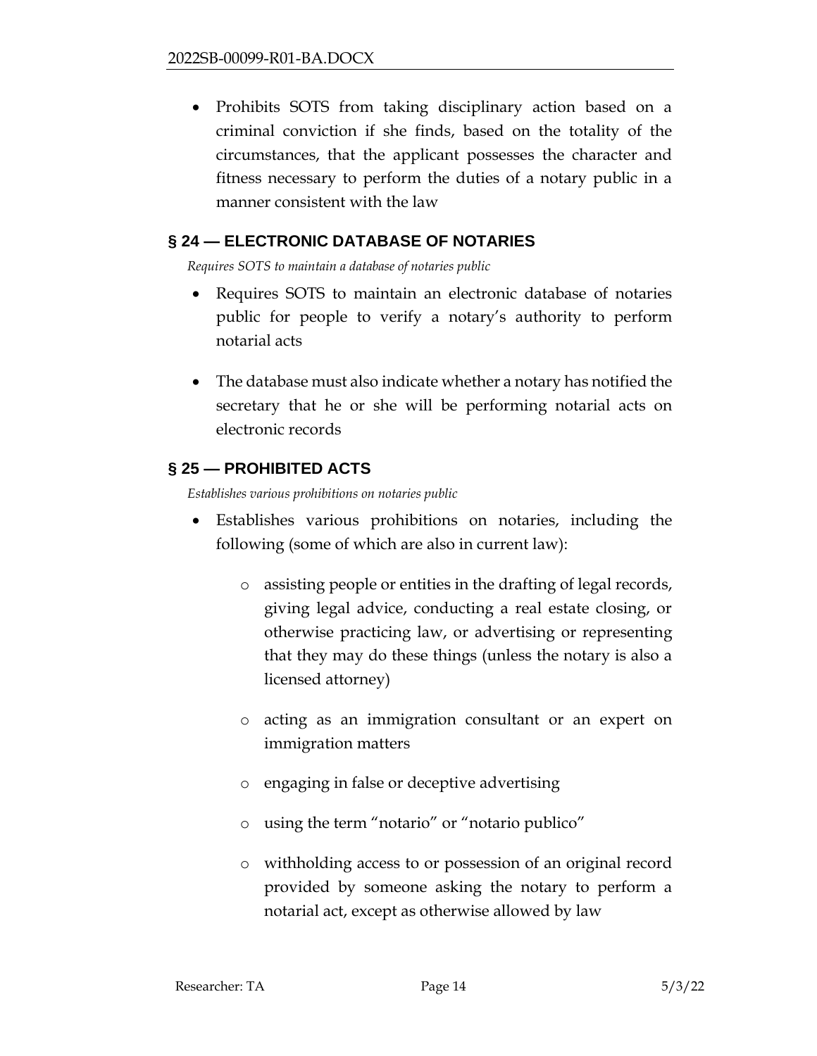- Prohibits SOTS from taking disciplinary action based on a criminal conviction if she finds, based on the totality of the circumstances, that the applicant possesses the character and fitness necessary to perform the duties of a notary public in a manner consistent with the law

## § 24 — ELECTRONIC DATABASE OF NOTARIES

*Requires SOTS to maintain a database of notaries public*

- Requires SOTS to maintain an electronic database of notaries public for people to verify a notary's authority to perform notarial acts
- The database must also indicate whether a notary has notified the secretary that he or she will be performing notarial acts on electronic records

## § 25 — PROHIBITED ACTS

*Establishes various prohibitions on notaries public*

- Establishes various prohibitions on notaries, including the following (some of which are also in current law):
  - assisting people or entities in the drafting of legal records, giving legal advice, conducting a real estate closing, or otherwise practicing law, or advertising or representing that they may do these things (unless the notary is also a licensed attorney)
  - acting as an immigration consultant or an expert on immigration matters
  - engaging in false or deceptive advertising
  - using the term "notario" or "notario publico"
  - withholding access to or possession of an original record provided by someone asking the notary to perform a notarial act, except as otherwise allowed by law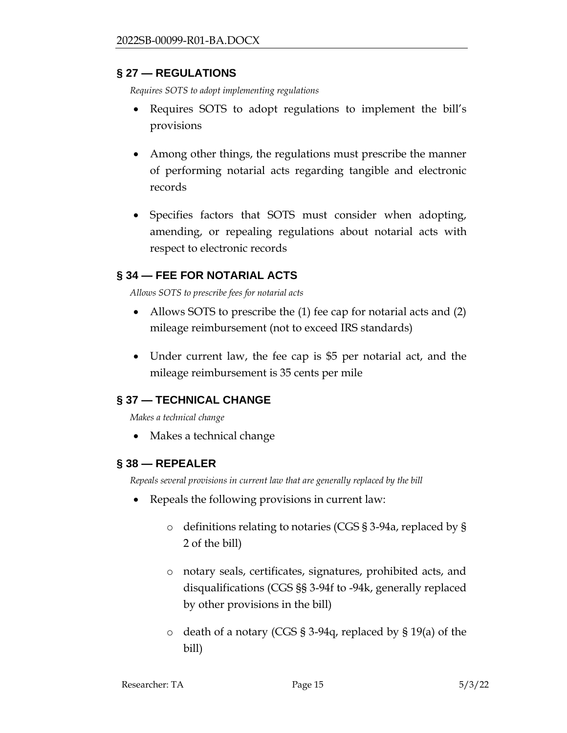## § 27 — REGULATIONS

*Requires SOTS to adopt implementing regulations*

- Requires SOTS to adopt regulations to implement the bill's provisions
- Among other things, the regulations must prescribe the manner of performing notarial acts regarding tangible and electronic records
- Specifies factors that SOTS must consider when adopting, amending, or repealing regulations about notarial acts with respect to electronic records

## § 34 — FEE FOR NOTARIAL ACTS

*Allows SOTS to prescribe fees for notarial acts*

- Allows SOTS to prescribe the (1) fee cap for notarial acts and (2) mileage reimbursement (not to exceed IRS standards)
- Under current law, the fee cap is $5 per notarial act, and the mileage reimbursement is 35 cents per mile

## § 37 — TECHNICAL CHANGE

*Makes a technical change*

- Makes a technical change

## § 38 — REPEALER

*Repeals several provisions in current law that are generally replaced by the bill*

- Repeals the following provisions in current law:
  - definitions relating to notaries (CGS § 3-94a, replaced by § 2 of the bill)
  - notary seals, certificates, signatures, prohibited acts, and disqualifications (CGS §§ 3-94f to -94k, generally replaced by other provisions in the bill)
  - death of a notary (CGS § 3-94q, replaced by § 19(a) of the bill)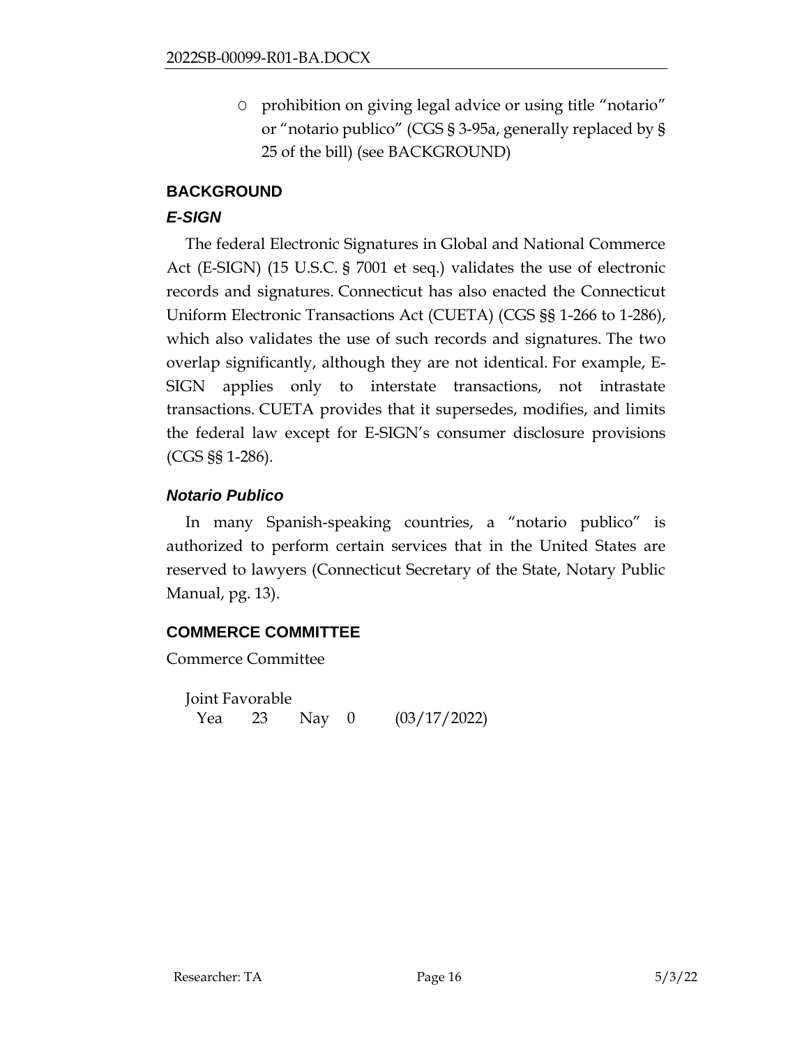- prohibition on giving legal advice or using title "notario" or "notario publico" (CGS § 3-95a, generally replaced by § 25 of the bill) (see BACKGROUND)

## BACKGROUND

### *E-SIGN*

The federal Electronic Signatures in Global and National Commerce Act (E-SIGN) (15 U.S.C. § 7001 et seq.) validates the use of electronic records and signatures. Connecticut has also enacted the Connecticut Uniform Electronic Transactions Act (CUETA) (CGS §§ 1-266 to 1-286), which also validates the use of such records and signatures. The two overlap significantly, although they are not identical. For example, E-SIGN applies only to interstate transactions, not intrastate transactions. CUETA provides that it supersedes, modifies, and limits the federal law except for E-SIGN's consumer disclosure provisions (CGS §§ 1-286).

### *Notario Publico*

In many Spanish-speaking countries, a "notario publico" is authorized to perform certain services that in the United States are reserved to lawyers (Connecticut Secretary of the State, Notary Public Manual, pg. 13).

## COMMERCE COMMITTEE

Commerce Committee

Joint Favorable
Yea 23 Nay 0 (03/17/2022)